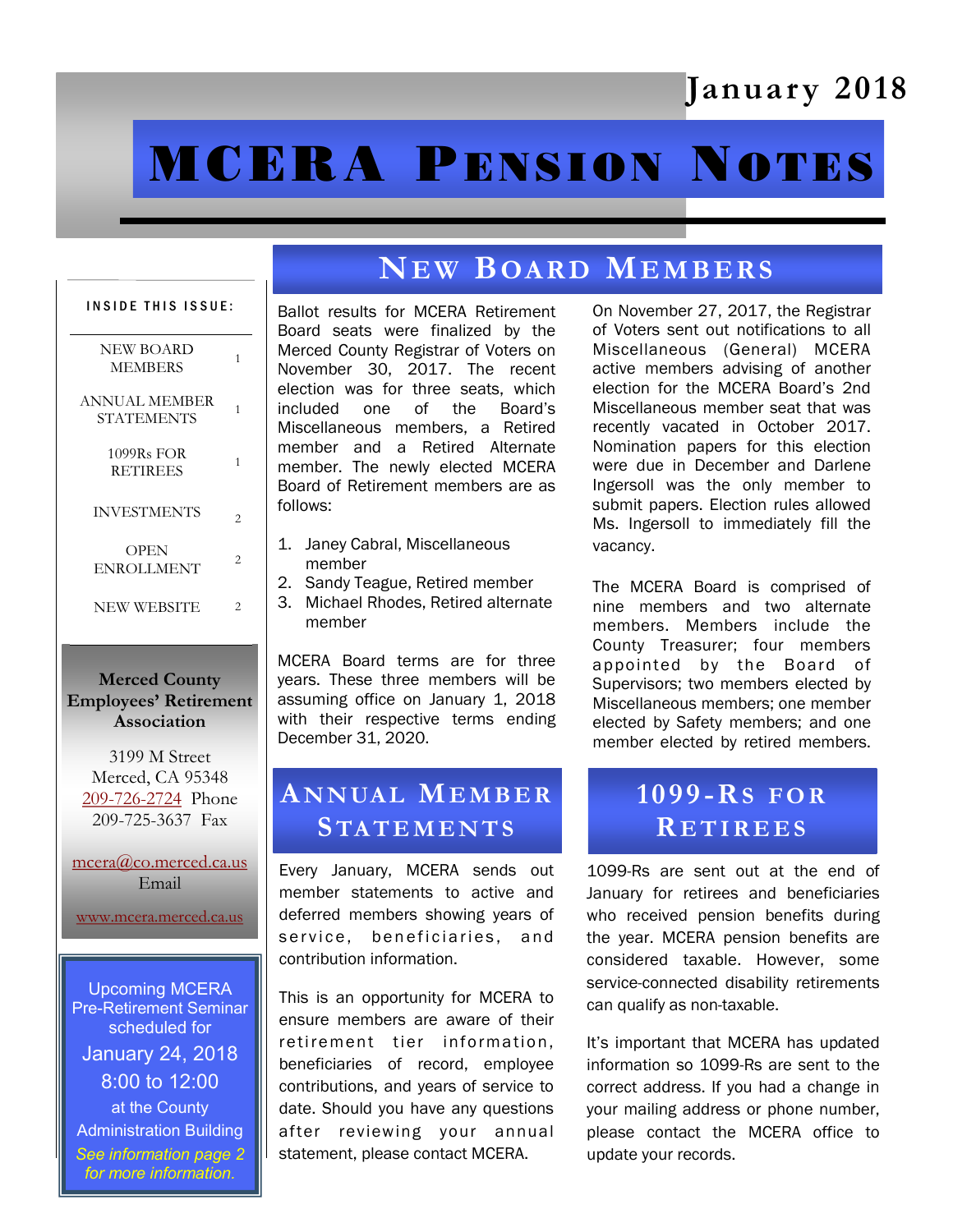January 2018

# MCERA Pension Notes

**INSIDE THIS ISSUE:**

| | |
|---|---|
| NEW BOARD MEMBERS | 1 |
| ANNUAL MEMBER STATEMENTS | 1 |
| 1099Rs FOR RETIREES | 1 |
| INVESTMENTS | 2 |
| OPEN ENROLLMENT | 2 |
| NEW WEBSITE | 2 |

**Merced County Employees' Retirement Association**

3199 M Street
Merced, CA 95348
209-726-2724 Phone
209-725-3637 Fax

mcera@co.merced.ca.us
Email

www.mcera.merced.ca.us

Upcoming MCERA Pre-Retirement Seminar scheduled for
January 24, 2018
8:00 to 12:00
at the County Administration Building
*See information page 2 for more information.*

## New Board Members

Ballot results for MCERA Retirement Board seats were finalized by the Merced County Registrar of Voters on November 30, 2017. The recent election was for three seats, which included one of the Board's Miscellaneous members, a Retired member and a Retired Alternate member. The newly elected MCERA Board of Retirement members are as follows:

1. Janey Cabral, Miscellaneous member
2. Sandy Teague, Retired member
3. Michael Rhodes, Retired alternate member

MCERA Board terms are for three years. These three members will be assuming office on January 1, 2018 with their respective terms ending December 31, 2020.

On November 27, 2017, the Registrar of Voters sent out notifications to all Miscellaneous (General) MCERA active members advising of another election for the MCERA Board's 2nd Miscellaneous member seat that was recently vacated in October 2017. Nomination papers for this election were due in December and Darlene Ingersoll was the only member to submit papers. Election rules allowed Ms. Ingersoll to immediately fill the vacancy.

The MCERA Board is comprised of nine members and two alternate members. Members include the County Treasurer; four members appointed by the Board of Supervisors; two members elected by Miscellaneous members; one member elected by Safety members; and one member elected by retired members.

## Annual Member Statements

Every January, MCERA sends out member statements to active and deferred members showing years of service, beneficiaries, and contribution information.

This is an opportunity for MCERA to ensure members are aware of their retirement tier information, beneficiaries of record, employee contributions, and years of service to date. Should you have any questions after reviewing your annual statement, please contact MCERA.

## 1099-Rs for Retirees

1099-Rs are sent out at the end of January for retirees and beneficiaries who received pension benefits during the year. MCERA pension benefits are considered taxable. However, some service-connected disability retirements can qualify as non-taxable.

It's important that MCERA has updated information so 1099-Rs are sent to the correct address. If you had a change in your mailing address or phone number, please contact the MCERA office to update your records.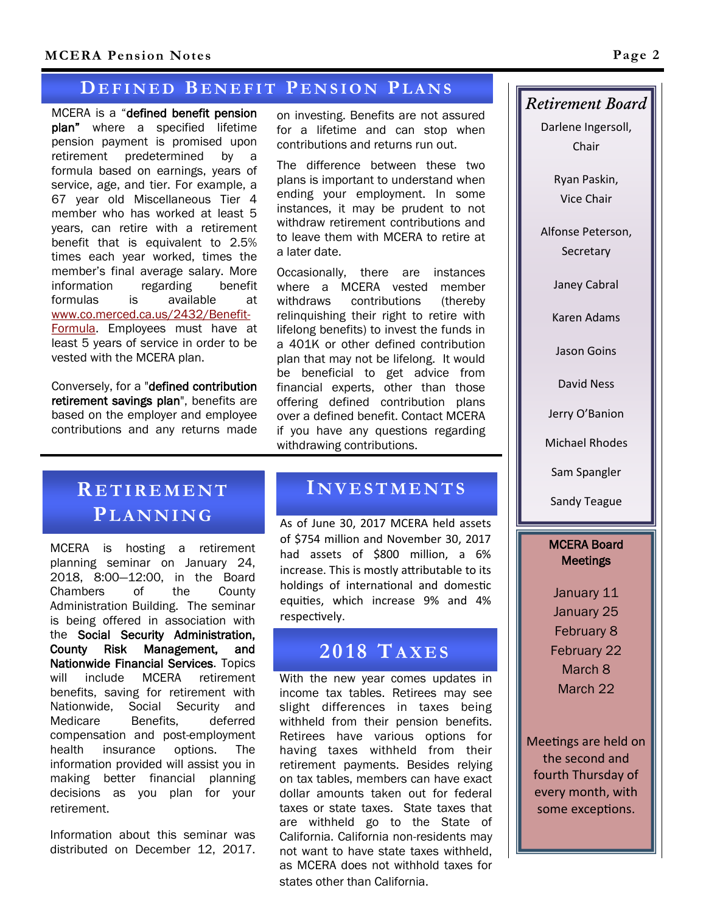## Defined Benefit Pension Plans

MCERA is a "**defined benefit pension plan"** where a specified lifetime pension payment is promised upon retirement predetermined by a formula based on earnings, years of service, age, and tier. For example, a 67 year old Miscellaneous Tier 4 member who has worked at least 5 years, can retire with a retirement benefit that is equivalent to 2.5% times each year worked, times the member's final average salary. More information regarding benefit formulas is available at [www.co.merced.ca.us/2432/Benefit-Formula](www.co.merced.ca.us/2432/Benefit-Formula). Employees must have at least 5 years of service in order to be vested with the MCERA plan.

Conversely, for a "**defined contribution retirement savings plan**", benefits are based on the employer and employee contributions and any returns made on investing. Benefits are not assured for a lifetime and can stop when contributions and returns run out.

The difference between these two plans is important to understand when ending your employment. In some instances, it may be prudent to not withdraw retirement contributions and to leave them with MCERA to retire at a later date.

Occasionally, there are instances where a MCERA vested member withdraws contributions (thereby relinquishing their right to retire with lifelong benefits) to invest the funds in a 401K or other defined contribution plan that may not be lifelong. It would be beneficial to get advice from financial experts, other than those offering defined contribution plans over a defined benefit. Contact MCERA if you have any questions regarding withdrawing contributions.

## Retirement Planning

MCERA is hosting a retirement planning seminar on January 24, 2018, 8:00—12:00, in the Board Chambers of the County Administration Building. The seminar is being offered in association with the **Social Security Administration, County Risk Management, and Nationwide Financial Services**. Topics will include MCERA retirement benefits, saving for retirement with Nationwide, Social Security and Medicare Benefits, deferred compensation and post-employment health insurance options. The information provided will assist you in making better financial planning decisions as you plan for your retirement.

Information about this seminar was distributed on December 12, 2017.

## Investments

As of June 30, 2017 MCERA held assets of $754 million and November 30, 2017 had assets of $800 million, a 6% increase. This is mostly attributable to its holdings of international and domestic equities, which increase 9% and 4% respectively.

## 2018 Taxes

With the new year comes updates in income tax tables. Retirees may see slight differences in taxes being withheld from their pension benefits. Retirees have various options for having taxes withheld from their retirement payments. Besides relying on tax tables, members can have exact dollar amounts taken out for federal taxes or state taxes. State taxes that are withheld go to the State of California. California non-residents may not want to have state taxes withheld, as MCERA does not withhold taxes for states other than California.

### *Retirement Board*

Darlene Ingersoll, Chair

Ryan Paskin, Vice Chair

Alfonse Peterson, Secretary

Janey Cabral

Karen Adams

Jason Goins

David Ness

Jerry O'Banion

Michael Rhodes

Sam Spangler

Sandy Teague

### MCERA Board Meetings

January 11
January 25
February 8
February 22
March 8
March 22

Meetings are held on the second and fourth Thursday of every month, with some exceptions.